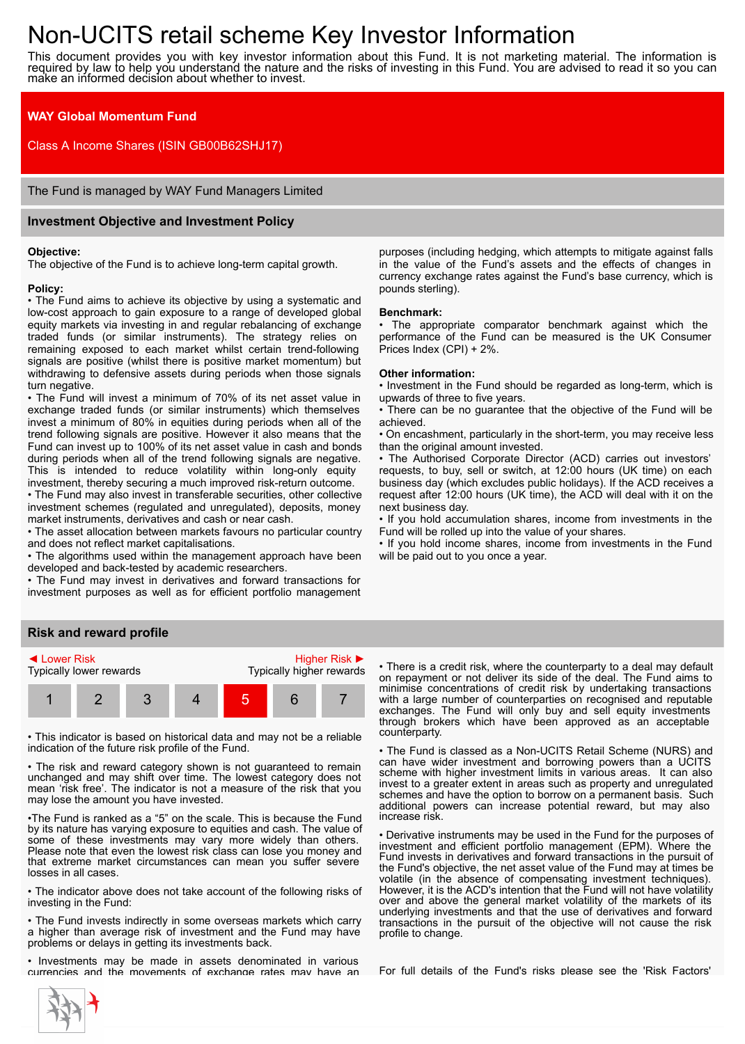# Non-UCITS retail scheme Key Investor Information

This document provides you with key investor information about this Fund. It is not marketing material. The information is required by law to help you understand the nature and the risks of investing in this Fund. You are advised to read it so you can make an informed decision about whether to invest.

**WAY Global Momentum Fund**

Class A Income Shares (ISIN GB00B62SHJ17)

The Fund is managed by WAY Fund Managers Limited

## Investment Objective and Investment Policy

**Objective:**
The objective of the Fund is to achieve long-term capital growth.

**Policy:**

- The Fund aims to achieve its objective by using a systematic and low-cost approach to gain exposure to a range of developed global equity markets via investing in and regular rebalancing of exchange traded funds (or similar instruments). The strategy relies on remaining exposed to each market whilst certain trend-following signals are positive (whilst there is positive market momentum) but withdrawing to defensive assets during periods when those signals turn negative.
- The Fund will invest a minimum of 70% of its net asset value in exchange traded funds (or similar instruments) which themselves invest a minimum of 80% in equities during periods when all of the trend following signals are positive. However it also means that the Fund can invest up to 100% of its net asset value in cash and bonds during periods when all of the trend following signals are negative. This is intended to reduce volatility within long-only equity investment, thereby securing a much improved risk-return outcome.
- The Fund may also invest in transferable securities, other collective investment schemes (regulated and unregulated), deposits, money market instruments, derivatives and cash or near cash.
- The asset allocation between markets favours no particular country and does not reflect market capitalisations.
- The algorithms used within the management approach have been developed and back-tested by academic researchers.
- The Fund may invest in derivatives and forward transactions for investment purposes as well as for efficient portfolio management purposes (including hedging, which attempts to mitigate against falls in the value of the Fund's assets and the effects of changes in currency exchange rates against the Fund's base currency, which is pounds sterling).

**Benchmark:**

- The appropriate comparator benchmark against which the performance of the Fund can be measured is the UK Consumer Prices Index (CPI) + 2%.

**Other information:**

- Investment in the Fund should be regarded as long-term, which is upwards of three to five years.
- There can be no guarantee that the objective of the Fund will be achieved.
- On encashment, particularly in the short-term, you may receive less than the original amount invested.
- The Authorised Corporate Director (ACD) carries out investors' requests, to buy, sell or switch, at 12:00 hours (UK time) on each business day (which excludes public holidays). If the ACD receives a request after 12:00 hours (UK time), the ACD will deal with it on the next business day.
- If you hold accumulation shares, income from investments in the Fund will be rolled up into the value of your shares.
- If you hold income shares, income from investments in the Fund will be paid out to you once a year.

## Risk and reward profile

◄ Lower Risk — Typically lower rewards | Higher Risk ► — Typically higher rewards

| 1 | 2 | 3 | 4 | **5** | 6 | 7 |
|---|---|---|---|---|---|---|

- This indicator is based on historical data and may not be a reliable indication of the future risk profile of the Fund.
- The risk and reward category shown is not guaranteed to remain unchanged and may shift over time. The lowest category does not mean 'risk free'. The indicator is not a measure of the risk that you may lose the amount you have invested.
- The Fund is ranked as a "5" on the scale. This is because the Fund by its nature has varying exposure to equities and cash. The value of some of these investments may vary more widely than others. Please note that even the lowest risk class can lose you money and that extreme market circumstances can mean you suffer severe losses in all cases.
- The indicator above does not take account of the following risks of investing in the Fund:
- The Fund invests indirectly in some overseas markets which carry a higher than average risk of investment and the Fund may have problems or delays in getting its investments back.
- Investments may be made in assets denominated in various currencies and the movements of exchange rates may have an
- There is a credit risk, where the counterparty to a deal may default on repayment or not deliver its side of the deal. The Fund aims to minimise concentrations of credit risk by undertaking transactions with a large number of counterparties on recognised and reputable exchanges. The Fund will only buy and sell equity investments through brokers which have been approved as an acceptable counterparty.
- The Fund is classed as a Non-UCITS Retail Scheme (NURS) and can have wider investment and borrowing powers than a UCITS scheme with higher investment limits in various areas. It can also invest to a greater extent in areas such as property and unregulated schemes and have the option to borrow on a permanent basis. Such additional powers can increase potential reward, but may also increase risk.
- Derivative instruments may be used in the Fund for the purposes of investment and efficient portfolio management (EPM). Where the Fund invests in derivatives and forward transactions in the pursuit of the Fund's objective, the net asset value of the Fund may at times be volatile (in the absence of compensating investment techniques). However, it is the ACD's intention that the Fund will not have volatility over and above the general market volatility of the markets of its underlying investments and that the use of derivatives and forward transactions in the pursuit of the objective will not cause the risk profile to change.

For full details of the Fund's risks please see the 'Risk Factors'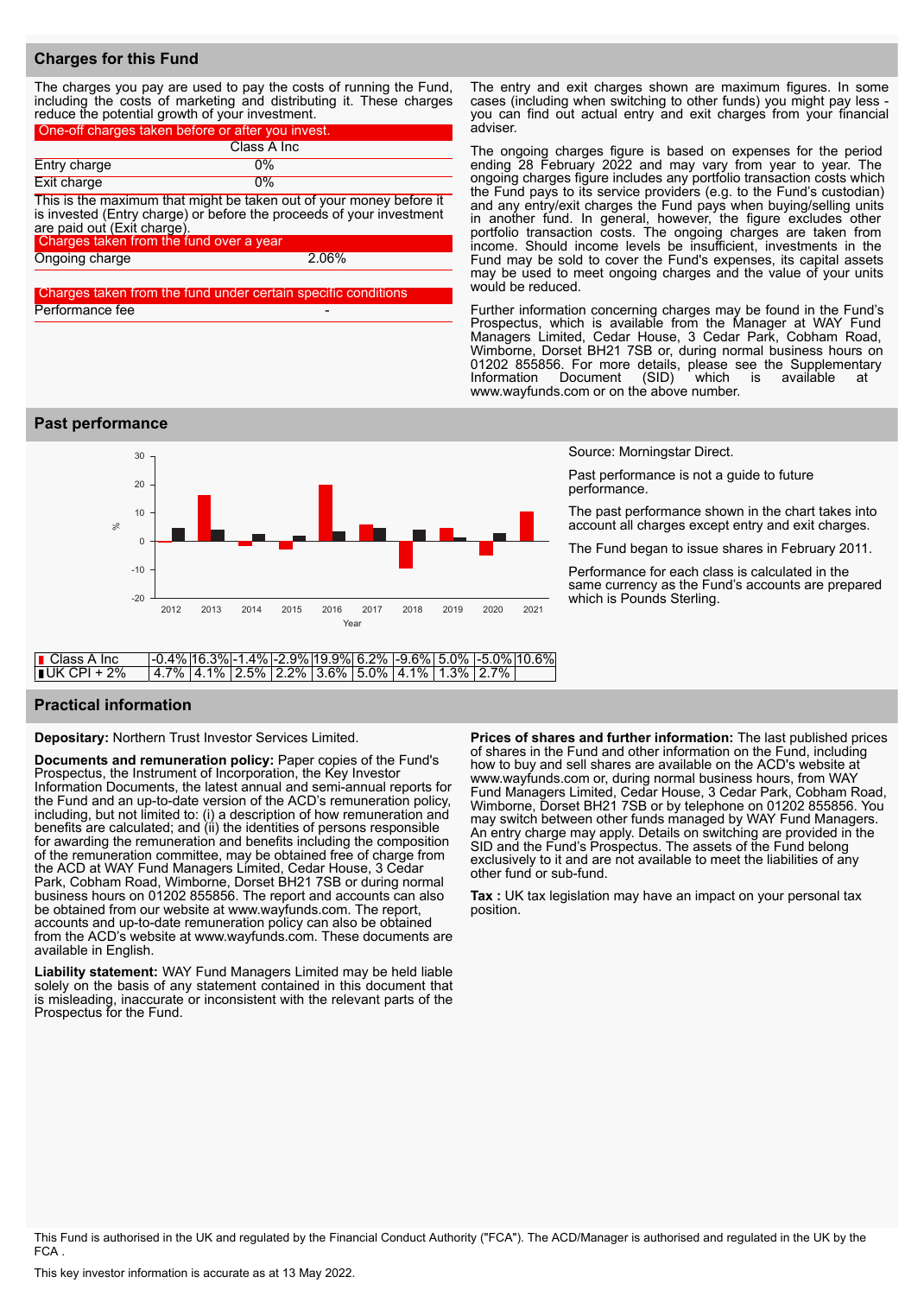## Charges for this Fund

The charges you pay are used to pay the costs of running the Fund, including the costs of marketing and distributing it. These charges reduce the potential growth of your investment.

| One-off charges taken before or after you invest. | |
| --- | --- |
| | Class A Inc |
| Entry charge | 0% |
| Exit charge | 0% |

This is the maximum that might be taken out of your money before it is invested (Entry charge) or before the proceeds of your investment are paid out (Exit charge).

| Charges taken from the fund over a year | |
| --- | --- |
| Ongoing charge | 2.06% |

| Charges taken from the fund under certain specific conditions | |
| --- | --- |
| Performance fee | - |

The entry and exit charges shown are maximum figures. In some cases (including when switching to other funds) you might pay less - you can find out actual entry and exit charges from your financial adviser.

The ongoing charges figure is based on expenses for the period ending 28 February 2022 and may vary from year to year. The ongoing charges figure includes any portfolio transaction costs which the Fund pays to its service providers (e.g. to the Fund's custodian) and any entry/exit charges the Fund pays when buying/selling units in another fund. In general, however, the figure excludes other portfolio transaction costs. The ongoing charges are taken from income. Should income levels be insufficient, investments in the Fund may be sold to cover the Fund's expenses, its capital assets may be used to meet ongoing charges and the value of your units would be reduced.

Further information concerning charges may be found in the Fund's Prospectus, which is available from the Manager at WAY Fund Managers Limited, Cedar House, 3 Cedar Park, Cobham Road, Wimborne, Dorset BH21 7SB or, during normal business hours on 01202 855856. For more details, please see the Supplementary Information Document (SID) which is available at www.wayfunds.com or on the above number.

## Past performance

30
20
10
%
0
-10
-20
2012 2013 2014 2015 2016 2017 2018 2019 2020 2021
Year

| | 2012 | 2013 | 2014 | 2015 | 2016 | 2017 | 2018 | 2019 | 2020 | 2021 |
| --- | --- | --- | --- | --- | --- | --- | --- | --- | --- | --- |
| Class A Inc | -0.4% | 16.3% | -1.4% | -2.9% | 19.9% | 6.2% | -9.6% | 5.0% | -5.0% | 10.6% |
| UK CPI + 2% | 4.7% | 4.1% | 2.5% | 2.2% | 3.6% | 5.0% | 4.1% | 1.3% | 2.7% | |

Source: Morningstar Direct.

Past performance is not a guide to future performance.

The past performance shown in the chart takes into account all charges except entry and exit charges.

The Fund began to issue shares in February 2011.

Performance for each class is calculated in the same currency as the Fund's accounts are prepared which is Pounds Sterling.

## Practical information

**Depositary:** Northern Trust Investor Services Limited.

**Documents and remuneration policy:** Paper copies of the Fund's Prospectus, the Instrument of Incorporation, the Key Investor Information Documents, the latest annual and semi-annual reports for the Fund and an up-to-date version of the ACD's remuneration policy, including, but not limited to: (i) a description of how remuneration and benefits are calculated; and (ii) the identities of persons responsible for awarding the remuneration and benefits including the composition of the remuneration committee, may be obtained free of charge from the ACD at WAY Fund Managers Limited, Cedar House, 3 Cedar Park, Cobham Road, Wimborne, Dorset BH21 7SB or during normal business hours on 01202 855856. The report and accounts can also be obtained from our website at www.wayfunds.com. The report, accounts and up-to-date remuneration policy can also be obtained from the ACD's website at www.wayfunds.com. These documents are available in English.

**Liability statement:** WAY Fund Managers Limited may be held liable solely on the basis of any statement contained in this document that is misleading, inaccurate or inconsistent with the relevant parts of the Prospectus for the Fund.

**Prices of shares and further information:** The last published prices of shares in the Fund and other information on the Fund, including how to buy and sell shares are available on the ACD's website at www.wayfunds.com or, during normal business hours, from WAY Fund Managers Limited, Cedar House, 3 Cedar Park, Cobham Road, Wimborne, Dorset BH21 7SB or by telephone on 01202 855856. You may switch between other funds managed by WAY Fund Managers. An entry charge may apply. Details on switching are provided in the SID and the Fund's Prospectus. The assets of the Fund belong exclusively to it and are not available to meet the liabilities of any other fund or sub-fund.

**Tax :** UK tax legislation may have an impact on your personal tax position.

This Fund is authorised in the UK and regulated by the Financial Conduct Authority ("FCA"). The ACD/Manager is authorised and regulated in the UK by the FCA .

This key investor information is accurate as at 13 May 2022.